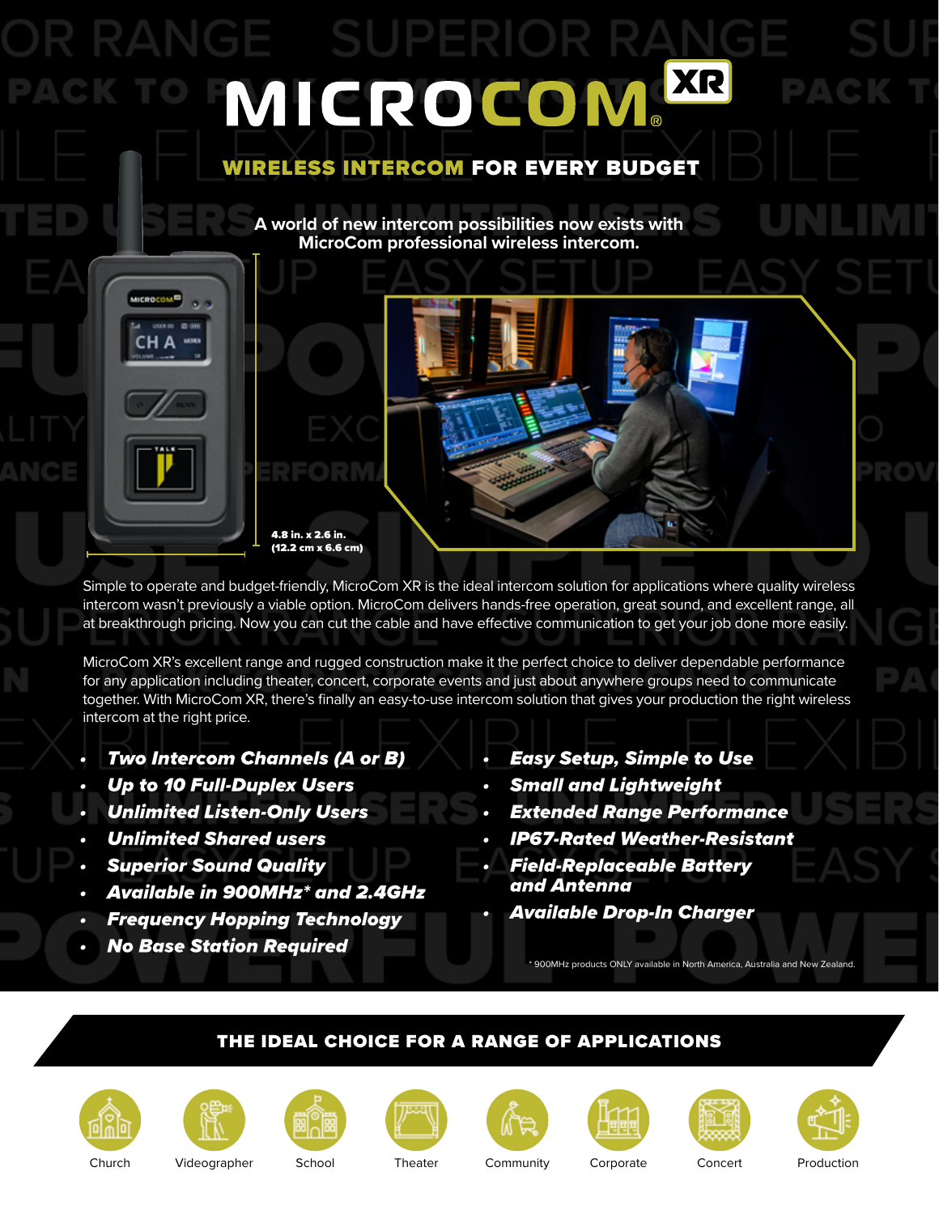# MICROCOM® XR

## WIRELESS INTERCOM FOR EVERY BUDGET

**A world of new intercom possibilities now exists with MicroCom professional wireless intercom.**

4.8 in. x 2.6 in.
(12.2 cm x 6.6 cm)

Simple to operate and budget-friendly, MicroCom XR is the ideal intercom solution for applications where quality wireless intercom wasn't previously a viable option. MicroCom delivers hands-free operation, great sound, and excellent range, all at breakthrough pricing. Now you can cut the cable and have effective communication to get your job done more easily.

MicroCom XR's excellent range and rugged construction make it the perfect choice to deliver dependable performance for any application including theater, concert, corporate events and just about anywhere groups need to communicate together. With MicroCom XR, there's finally an easy-to-use intercom solution that gives your production the right wireless intercom at the right price.

- ***Two Intercom Channels (A or B)***
- ***Up to 10 Full-Duplex Users***
- ***Unlimited Listen-Only Users***
- ***Unlimited Shared users***
- ***Superior Sound Quality***
- ***Available in 900MHz\* and 2.4GHz***
- ***Frequency Hopping Technology***
- ***No Base Station Required***
- ***Easy Setup, Simple to Use***
- ***Small and Lightweight***
- ***Extended Range Performance***
- ***IP67-Rated Weather-Resistant***
- ***Field-Replaceable Battery and Antenna***
- ***Available Drop-In Charger***

\* 900MHz products ONLY available in North America, Australia and New Zealand.

## THE IDEAL CHOICE FOR A RANGE OF APPLICATIONS

Church | Videographer | School | Theater | Community | Corporate | Concert | Production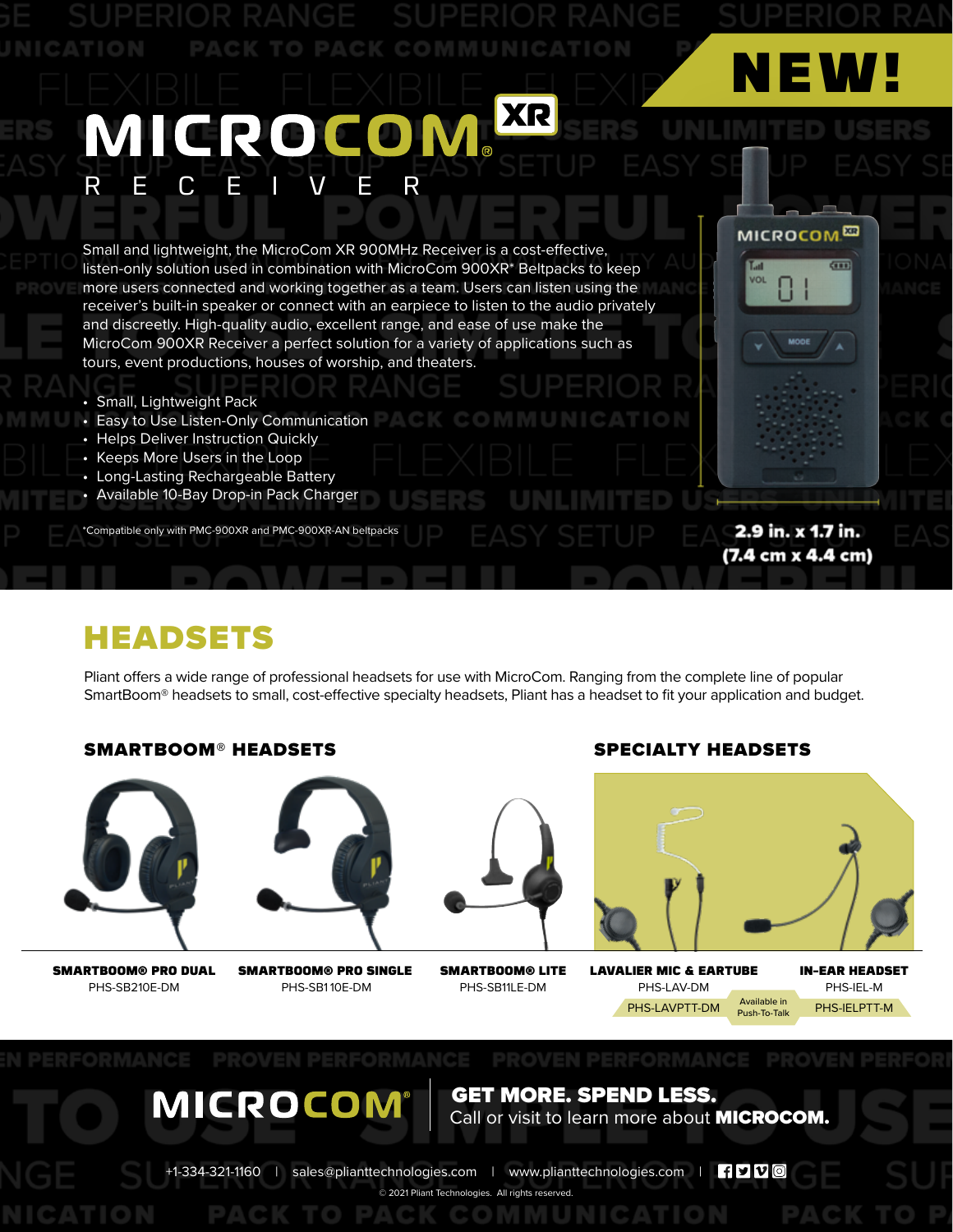NEW!

# MICROCOM XR RECEIVER

Small and lightweight, the MicroCom XR 900MHz Receiver is a cost-effective, listen-only solution used in combination with MicroCom 900XR* Beltpacks to keep more users connected and working together as a team. Users can listen using the receiver's built-in speaker or connect with an earpiece to listen to the audio privately and discreetly. High-quality audio, excellent range, and ease of use make the MicroCom 900XR Receiver a perfect solution for a variety of applications such as tours, event productions, houses of worship, and theaters.

- Small, Lightweight Pack
- Easy to Use Listen-Only Communication
- Helps Deliver Instruction Quickly
- Keeps More Users in the Loop
- Long-Lasting Rechargeable Battery
- Available 10-Bay Drop-in Pack Charger

*Compatible only with PMC-900XR and PMC-900XR-AN beltpacks

**2.9 in. x 1.7 in. (7.4 cm x 4.4 cm)**

## HEADSETS

Pliant offers a wide range of professional headsets for use with MicroCom. Ranging from the complete line of popular SmartBoom® headsets to small, cost-effective specialty headsets, Pliant has a headset to fit your application and budget.

### SMARTBOOM® HEADSETS

**SMARTBOOM® PRO DUAL**
PHS-SB210E-DM

**SMARTBOOM® PRO SINGLE**
PHS-SB110E-DM

**SMARTBOOM® LITE**
PHS-SB11LE-DM

### SPECIALTY HEADSETS

**LAVALIER MIC & EARTUBE**
PHS-LAV-DM
PHS-LAVPTT-DM

Available in Push-To-Talk

**IN-EAR HEADSET**
PHS-IEL-M
PHS-IELPTT-M

**MICROCOM**

**GET MORE. SPEND LESS.**
Call or visit to learn more about **MICROCOM.**

+1-334-321-1160 | sales@plianttechnologies.com | www.plianttechnologies.com

© 2021 Pliant Technologies. All rights reserved.